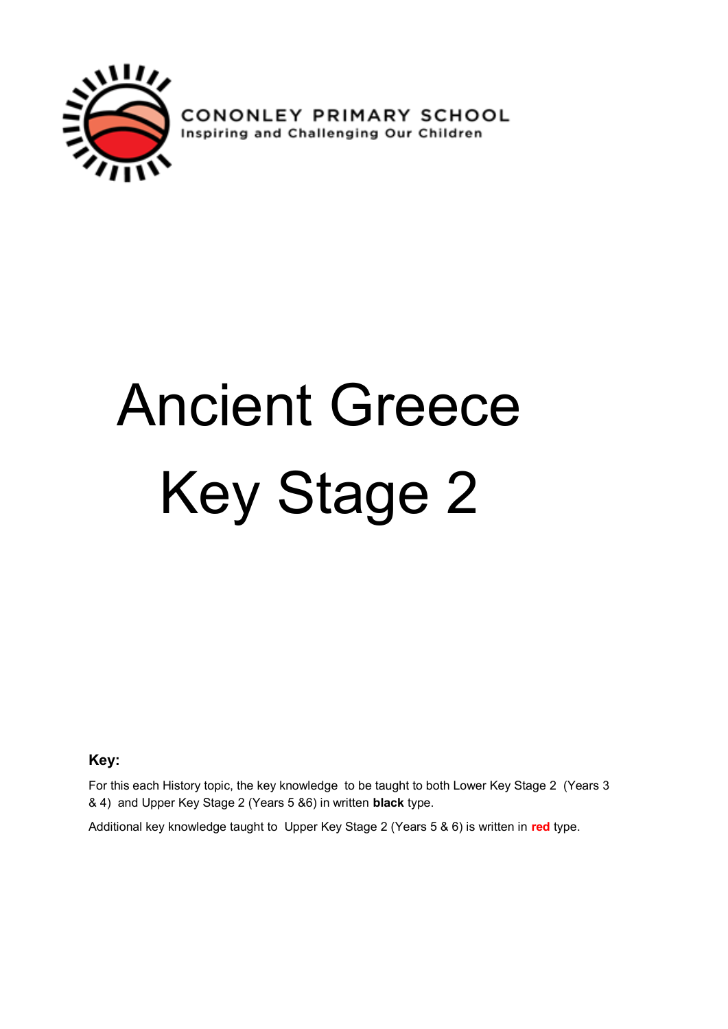CONONLEY PRIMARY SCHOOL
Inspiring and Challenging Our Children

# Ancient Greece
# Key Stage 2

**Key:**

For this each History topic, the key knowledge to be taught to both Lower Key Stage 2 (Years 3 & 4) and Upper Key Stage 2 (Years 5 &6) in written **black** type.

Additional key knowledge taught to Upper Key Stage 2 (Years 5 & 6) is written in **red** type.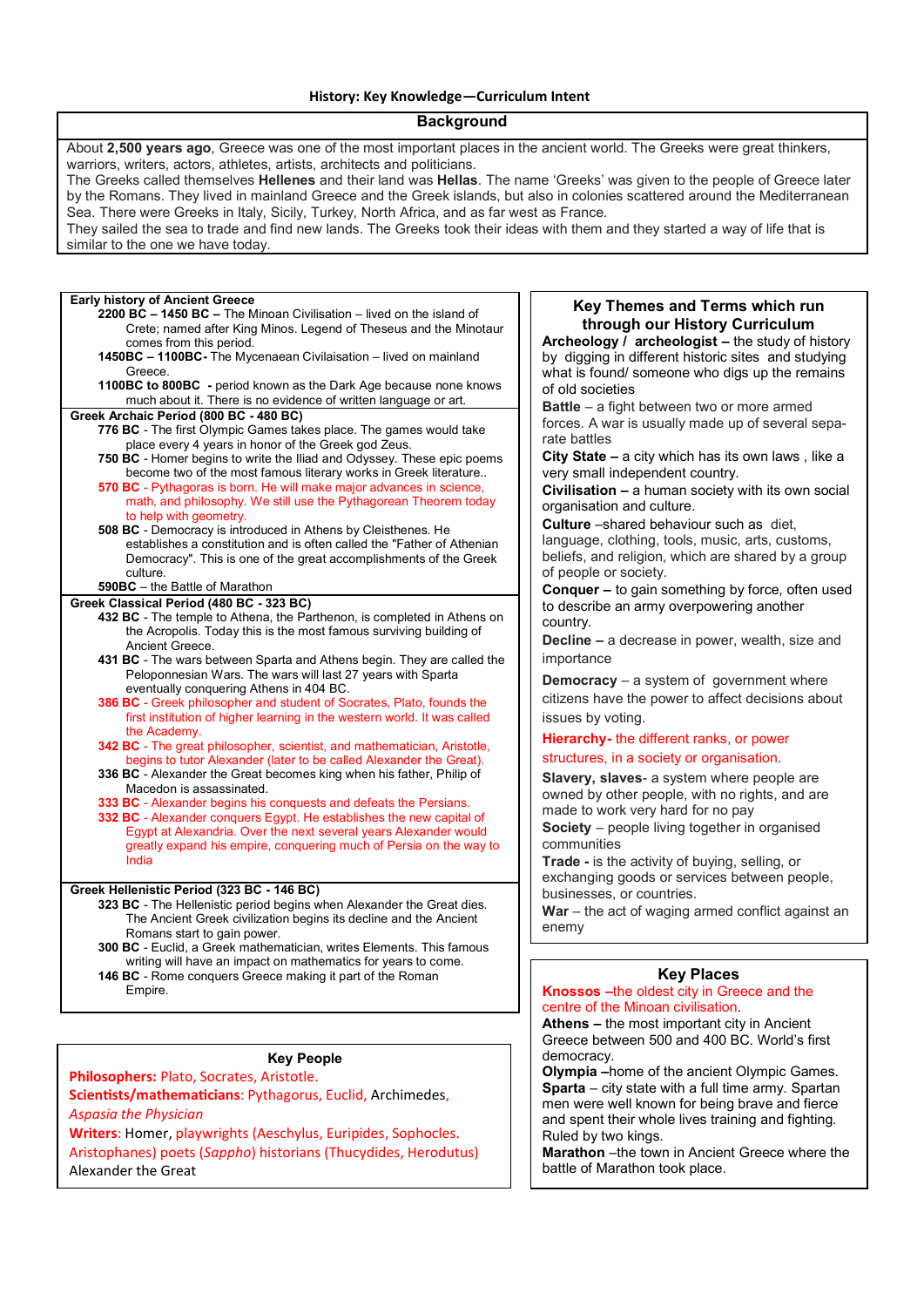**History: Key Knowledge—Curriculum Intent**

## Background

About **2,500 years ago**, Greece was one of the most important places in the ancient world. The Greeks were great thinkers, warriors, writers, actors, athletes, artists, architects and politicians.
The Greeks called themselves **Hellenes** and their land was **Hellas**. The name 'Greeks' was given to the people of Greece later by the Romans. They lived in mainland Greece and the Greek islands, but also in colonies scattered around the Mediterranean Sea. There were Greeks in Italy, Sicily, Turkey, North Africa, and as far west as France.
They sailed the sea to trade and find new lands. The Greeks took their ideas with them and they started a way of life that is similar to the one we have today.

### Early history of Ancient Greece

- **2200 BC – 1450 BC –** The Minoan Civilisation – lived on the island of Crete; named after King Minos. Legend of Theseus and the Minotaur comes from this period.
- **1450BC – 1100BC-** The Mycenaean Civilaisation – lived on mainland Greece.
- **1100BC to 800BC -** period known as the Dark Age because none knows much about it. There is no evidence of written language or art.

### Greek Archaic Period (800 BC - 480 BC)

- **776 BC** - The first Olympic Games takes place. The games would take place every 4 years in honor of the Greek god Zeus.
- **750 BC** - Homer begins to write the Iliad and Odyssey. These epic poems become two of the most famous literary works in Greek literature..
- **570 BC** - Pythagoras is born. He will make major advances in science, math, and philosophy. We still use the Pythagorean Theorem today to help with geometry.
- **508 BC** - Democracy is introduced in Athens by Cleisthenes. He establishes a constitution and is often called the "Father of Athenian Democracy". This is one of the great accomplishments of the Greek culture.
- **590BC** – the Battle of Marathon

### Greek Classical Period (480 BC - 323 BC)

- **432 BC** - The temple to Athena, the Parthenon, is completed in Athens on the Acropolis. Today this is the most famous surviving building of Ancient Greece.
- **431 BC** - The wars between Sparta and Athens begin. They are called the Peloponnesian Wars. The wars will last 27 years with Sparta eventually conquering Athens in 404 BC.
- **386 BC** - Greek philosopher and student of Socrates, Plato, founds the first institution of higher learning in the western world. It was called the Academy.
- **342 BC** - The great philosopher, scientist, and mathematician, Aristotle, begins to tutor Alexander (later to be called Alexander the Great).
- **336 BC** - Alexander the Great becomes king when his father, Philip of Macedon is assassinated.
- **333 BC** - Alexander begins his conquests and defeats the Persians.
- **332 BC** - Alexander conquers Egypt. He establishes the new capital of Egypt at Alexandria. Over the next several years Alexander would greatly expand his empire, conquering much of Persia on the way to India

### Greek Hellenistic Period (323 BC - 146 BC)

- **323 BC** - The Hellenistic period begins when Alexander the Great dies. The Ancient Greek civilization begins its decline and the Ancient Romans start to gain power.
- **300 BC** - Euclid, a Greek mathematician, writes Elements. This famous writing will have an impact on mathematics for years to come.
- **146 BC** - Rome conquers Greece making it part of the Roman Empire.

## Key Themes and Terms which run through our History Curriculum

**Archeology / archeologist –** the study of history by digging in different historic sites and studying what is found/ someone who digs up the remains of old societies

**Battle** – a fight between two or more armed forces. A war is usually made up of several separate battles

**City State –** a city which has its own laws , like a very small independent country.

**Civilisation –** a human society with its own social organisation and culture.

**Culture** –shared behaviour such as diet, language, clothing, tools, music, arts, customs, beliefs, and religion, which are shared by a group of people or society.

**Conquer –** to gain something by force, often used to describe an army overpowering another country.

**Decline –** a decrease in power, wealth, size and importance

**Democracy** – a system of government where citizens have the power to affect decisions about issues by voting.

**Hierarchy-** the different ranks, or power structures, in a society or organisation.

**Slavery, slaves**- a system where people are owned by other people, with no rights, and are made to work very hard for no pay

**Society** – people living together in organised communities

**Trade -** is the activity of buying, selling, or exchanging goods or services between people, businesses, or countries.

**War** – the act of waging armed conflict against an enemy

## Key Places

**Knossos –**the oldest city in Greece and the centre of the Minoan civilisation.

**Athens –** the most important city in Ancient Greece between 500 and 400 BC. World's first democracy.

**Olympia –**home of the ancient Olympic Games.

**Sparta** – city state with a full time army. Spartan men were well known for being brave and fierce and spent their whole lives training and fighting. Ruled by two kings.

**Marathon** –the town in Ancient Greece where the battle of Marathon took place.

## Key People

**Philosophers:** Plato, Socrates, Aristotle.

**Scientists/mathematicians**: Pythagorus, Euclid, Archimedes, *Aspasia the Physician*

**Writers**: Homer, playwrights (Aeschylus, Euripides, Sophocles. Aristophanes) poets (*Sappho*) historians (Thucydides, Herodutus)

Alexander the Great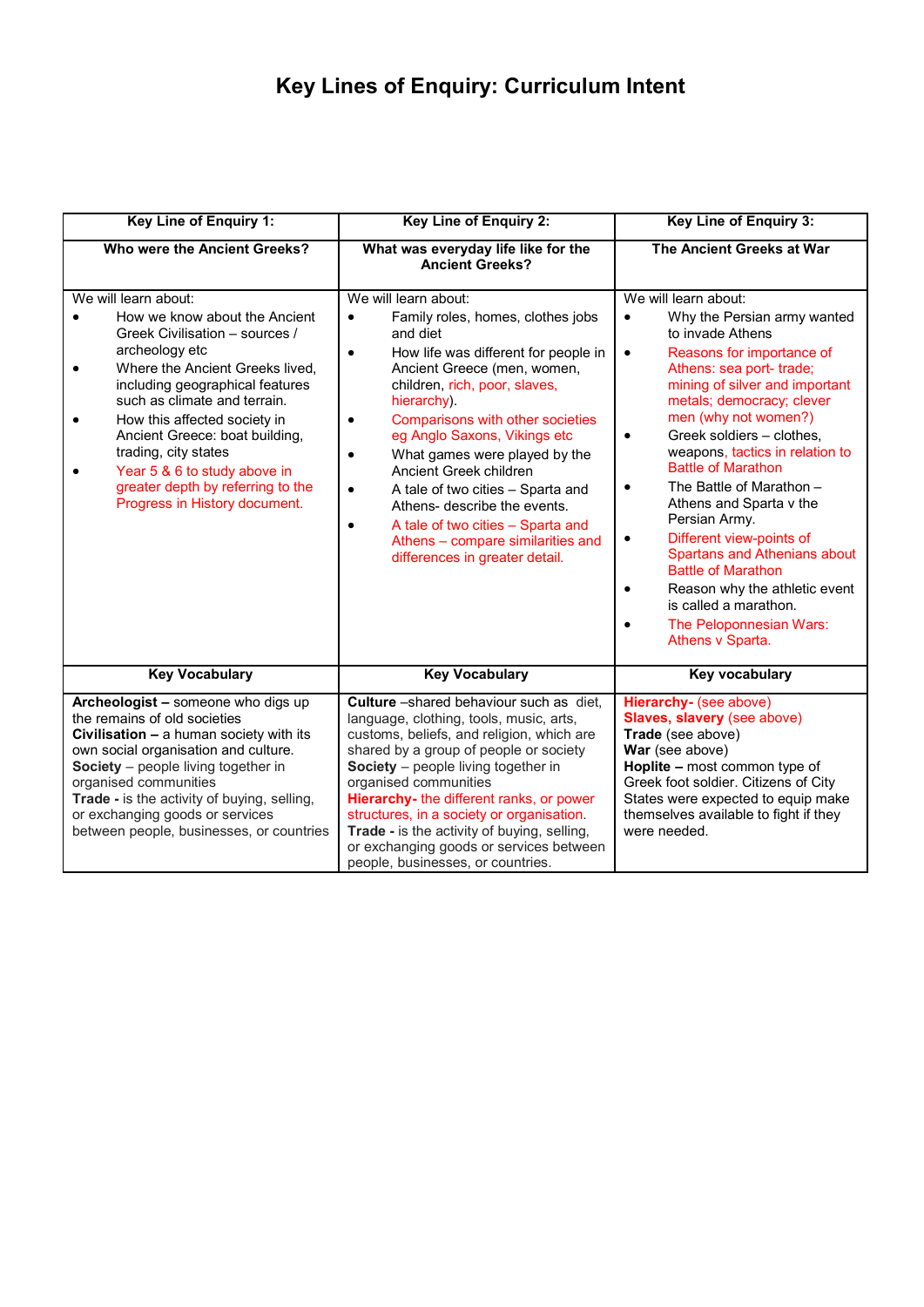# Key Lines of Enquiry: Curriculum Intent

| Key Line of Enquiry 1: | Key Line of Enquiry 2: | Key Line of Enquiry 3: |
|---|---|---|
| **Who were the Ancient Greeks?** | **What was everyday life like for the Ancient Greeks?** | **The Ancient Greeks at War** |
| We will learn about:<br>• How we know about the Ancient Greek Civilisation – sources / archeology etc<br>• Where the Ancient Greeks lived, including geographical features such as climate and terrain.<br>• How this affected society in Ancient Greece: boat building, trading, city states<br>• Year 5 & 6 to study above in greater depth by referring to the Progress in History document. | We will learn about:<br>• Family roles, homes, clothes jobs and diet<br>• How life was different for people in Ancient Greece (men, women, children, rich, poor, slaves, hierarchy).<br>• Comparisons with other societies eg Anglo Saxons, Vikings etc<br>• What games were played by the Ancient Greek children<br>• A tale of two cities – Sparta and Athens- describe the events.<br>• A tale of two cities – Sparta and Athens – compare similarities and differences in greater detail. | We will learn about:<br>• Why the Persian army wanted to invade Athens<br>• Reasons for importance of Athens: sea port- trade; mining of silver and important metals; democracy; clever men (why not women?)<br>• Greek soldiers – clothes, weapons, tactics in relation to Battle of Marathon<br>• The Battle of Marathon – Athens and Sparta v the Persian Army.<br>• Different view-points of Spartans and Athenians about Battle of Marathon<br>• Reason why the athletic event is called a marathon.<br>• The Peloponnesian Wars: Athens v Sparta. |
| **Key Vocabulary** | **Key Vocabulary** | **Key vocabulary** |
| **Archeologist –** someone who digs up the remains of old societies<br>**Civilisation –** a human society with its own social organisation and culture.<br>**Society** – people living together in organised communities<br>**Trade -** is the activity of buying, selling, or exchanging goods or services between people, businesses, or countries | **Culture** –shared behaviour such as diet, language, clothing, tools, music, arts, customs, beliefs, and religion, which are shared by a group of people or society<br>**Society** – people living together in organised communities<br>**Hierarchy-** the different ranks, or power structures, in a society or organisation.<br>**Trade -** is the activity of buying, selling, or exchanging goods or services between people, businesses, or countries. | **Hierarchy-** (see above)<br>**Slaves, slavery** (see above)<br>**Trade** (see above)<br>**War** (see above)<br>**Hoplite –** most common type of Greek foot soldier. Citizens of City States were expected to equip make themselves available to fight if they were needed. |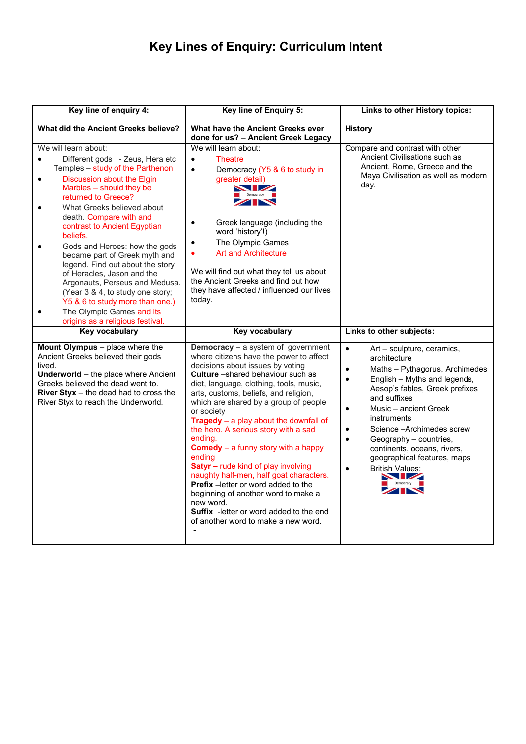# Key Lines of Enquiry: Curriculum Intent

| Key line of enquiry 4: | Key line of Enquiry 5: | Links to other History topics: |
|---|---|---|
| **What did the Ancient Greeks believe?** | **What have the Ancient Greeks ever done for us? – Ancient Greek Legacy** | **History** |
| We will learn about:<br>• Different gods - Zeus, Hera etc Temples – study of the Parthenon<br>• Discussion about the Elgin Marbles – should they be returned to Greece?<br>• What Greeks believed about death. Compare with and contrast to Ancient Egyptian beliefs.<br>• Gods and Heroes: how the gods became part of Greek myth and legend. Find out about the story of Heracles, Jason and the Argonauts, Perseus and Medusa. (Year 3 & 4, to study one story; Y5 & 6 to study more than one.)<br>• The Olympic Games and its origins as a religious festival. | We will learn about:<br>• Theatre<br>• Democracy (Y5 & 6 to study in greater detail)<br>Democracy<br>• Greek language (including the word 'history'!)<br>• The Olympic Games<br>• Art and Architecture<br><br>We will find out what they tell us about the Ancient Greeks and find out how they have affected / influenced our lives today. | Compare and contrast with other Ancient Civilisations such as Ancient, Rome, Greece and the Maya Civilisation as well as modern day. |
| **Key vocabulary** | **Key vocabulary** | **Links to other subjects:** |
| **Mount Olympus** – place where the Ancient Greeks believed their gods lived.<br>**Underworld** – the place where Ancient Greeks believed the dead went to.<br>**River Styx** – the dead had to cross the River Styx to reach the Underworld. | **Democracy** – a system of government where citizens have the power to affect decisions about issues by voting<br>**Culture** –shared behaviour such as diet, language, clothing, tools, music, arts, customs, beliefs, and religion, which are shared by a group of people or society<br>**Tragedy –** a play about the downfall of the hero. A serious story with a sad ending.<br>**Comedy** – a funny story with a happy ending<br>**Satyr –** rude kind of play involving naughty half-men, half goat characters.<br>**Prefix** –letter or word added to the beginning of another word to make a new word.<br>**Suffix** -letter or word added to the end of another word to make a new word.<br>- | • Art – sculpture, ceramics, architecture<br>• Maths – Pythagorus, Archimedes<br>• English – Myths and legends, Aesop's fables, Greek prefixes and suffixes<br>• Music – ancient Greek instruments<br>• Science –Archimedes screw<br>• Geography – countries, continents, oceans, rivers, geographical features, maps<br>• British Values:<br>Democracy |